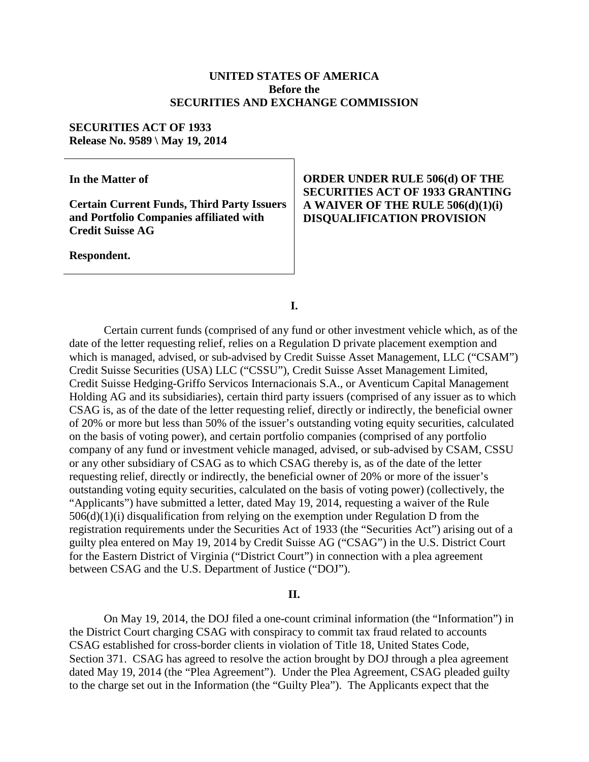**UNITED STATES OF AMERICA**
**Before the**
**SECURITIES AND EXCHANGE COMMISSION**

**SECURITIES ACT OF 1933**
**Release No. 9589 \ May 19, 2014**

| **In the Matter of**<br><br>**Certain Current Funds, Third Party Issuers and Portfolio Companies affiliated with Credit Suisse AG**<br><br>**Respondent.** | **ORDER UNDER RULE 506(d) OF THE SECURITIES ACT OF 1933 GRANTING A WAIVER OF THE RULE 506(d)(1)(i) DISQUALIFICATION PROVISION** |
|---|---|

## I.

Certain current funds (comprised of any fund or other investment vehicle which, as of the date of the letter requesting relief, relies on a Regulation D private placement exemption and which is managed, advised, or sub-advised by Credit Suisse Asset Management, LLC ("CSAM") Credit Suisse Securities (USA) LLC ("CSSU"), Credit Suisse Asset Management Limited, Credit Suisse Hedging-Griffo Servicos Internacionais S.A., or Aventicum Capital Management Holding AG and its subsidiaries), certain third party issuers (comprised of any issuer as to which CSAG is, as of the date of the letter requesting relief, directly or indirectly, the beneficial owner of 20% or more but less than 50% of the issuer's outstanding voting equity securities, calculated on the basis of voting power), and certain portfolio companies (comprised of any portfolio company of any fund or investment vehicle managed, advised, or sub-advised by CSAM, CSSU or any other subsidiary of CSAG as to which CSAG thereby is, as of the date of the letter requesting relief, directly or indirectly, the beneficial owner of 20% or more of the issuer's outstanding voting equity securities, calculated on the basis of voting power) (collectively, the "Applicants") have submitted a letter, dated May 19, 2014, requesting a waiver of the Rule 506(d)(1)(i) disqualification from relying on the exemption under Regulation D from the registration requirements under the Securities Act of 1933 (the "Securities Act") arising out of a guilty plea entered on May 19, 2014 by Credit Suisse AG ("CSAG") in the U.S. District Court for the Eastern District of Virginia ("District Court") in connection with a plea agreement between CSAG and the U.S. Department of Justice ("DOJ").

## II.

On May 19, 2014, the DOJ filed a one-count criminal information (the "Information") in the District Court charging CSAG with conspiracy to commit tax fraud related to accounts CSAG established for cross-border clients in violation of Title 18, United States Code, Section 371. CSAG has agreed to resolve the action brought by DOJ through a plea agreement dated May 19, 2014 (the "Plea Agreement"). Under the Plea Agreement, CSAG pleaded guilty to the charge set out in the Information (the "Guilty Plea"). The Applicants expect that the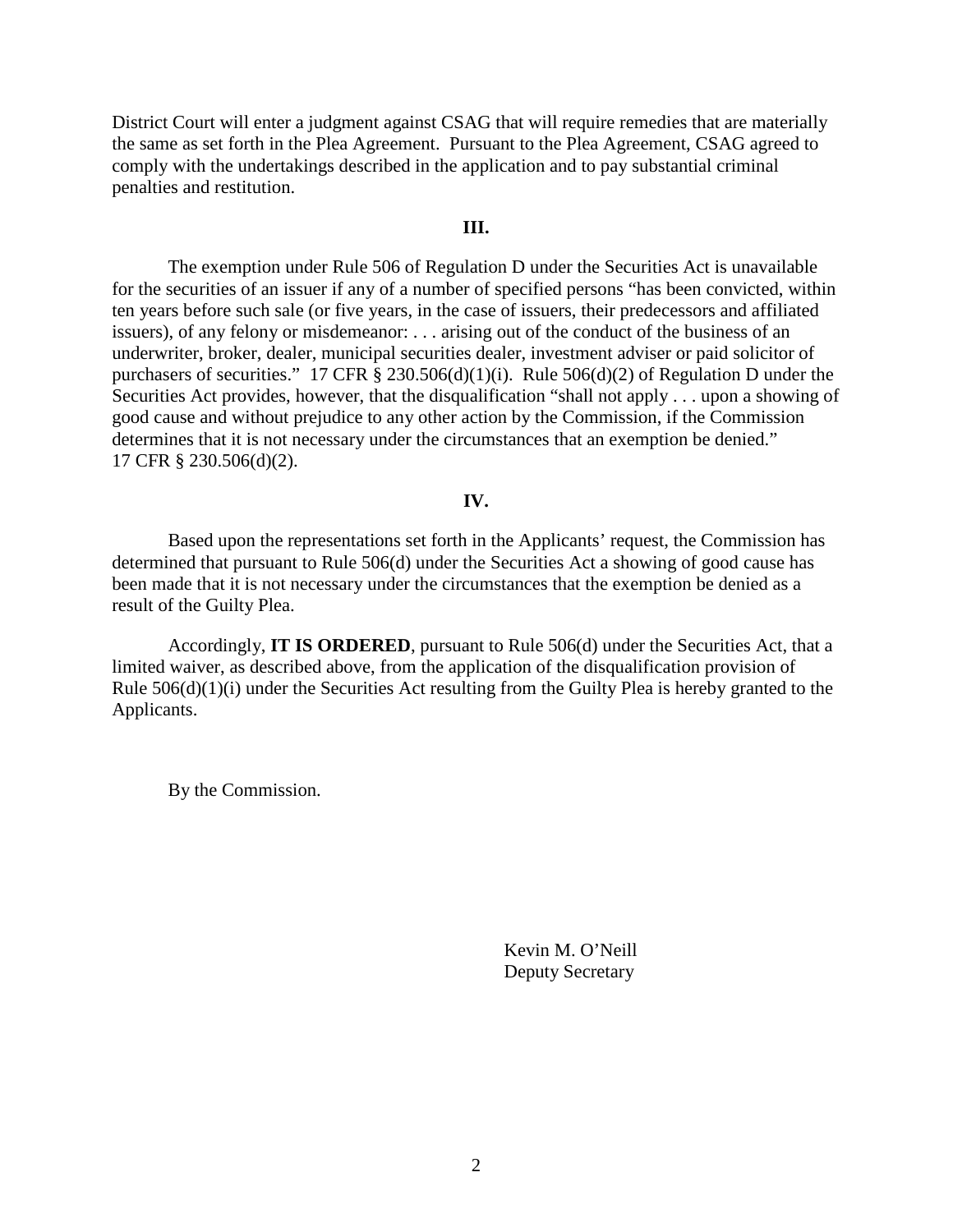District Court will enter a judgment against CSAG that will require remedies that are materially the same as set forth in the Plea Agreement. Pursuant to the Plea Agreement, CSAG agreed to comply with the undertakings described in the application and to pay substantial criminal penalties and restitution.

## III.

The exemption under Rule 506 of Regulation D under the Securities Act is unavailable for the securities of an issuer if any of a number of specified persons "has been convicted, within ten years before such sale (or five years, in the case of issuers, their predecessors and affiliated issuers), of any felony or misdemeanor: . . . arising out of the conduct of the business of an underwriter, broker, dealer, municipal securities dealer, investment adviser or paid solicitor of purchasers of securities." 17 CFR § 230.506(d)(1)(i). Rule 506(d)(2) of Regulation D under the Securities Act provides, however, that the disqualification "shall not apply . . . upon a showing of good cause and without prejudice to any other action by the Commission, if the Commission determines that it is not necessary under the circumstances that an exemption be denied." 17 CFR § 230.506(d)(2).

## IV.

Based upon the representations set forth in the Applicants' request, the Commission has determined that pursuant to Rule 506(d) under the Securities Act a showing of good cause has been made that it is not necessary under the circumstances that the exemption be denied as a result of the Guilty Plea.

Accordingly, **IT IS ORDERED**, pursuant to Rule 506(d) under the Securities Act, that a limited waiver, as described above, from the application of the disqualification provision of Rule 506(d)(1)(i) under the Securities Act resulting from the Guilty Plea is hereby granted to the Applicants.

By the Commission.

Kevin M. O'Neill
Deputy Secretary